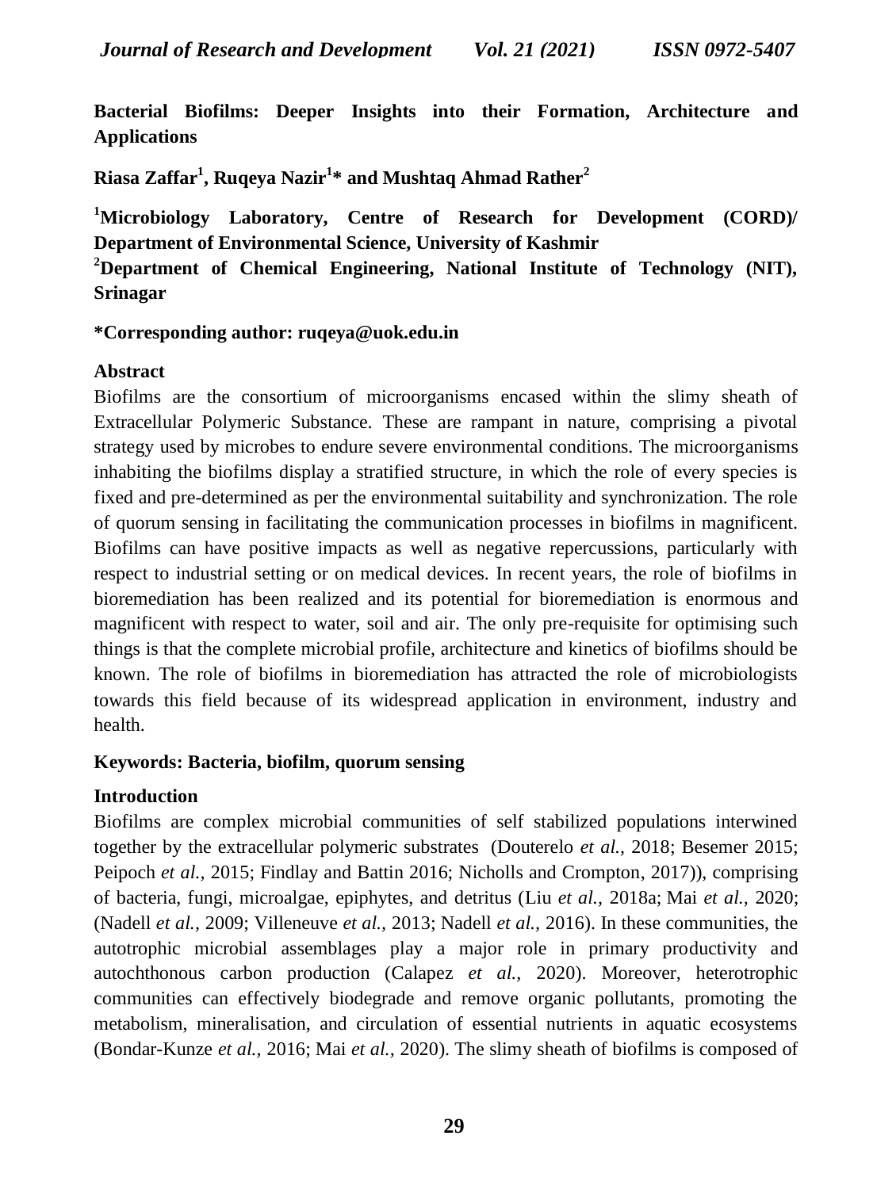# Bacterial Biofilms: Deeper Insights into their Formation, Architecture and Applications

**Riasa Zaffar[1], Ruqeya Nazir[1]* and Mushtaq Ahmad Rather[2]**

**[1]Microbiology Laboratory, Centre of Research for Development (CORD)/ Department of Environmental Science, University of Kashmir**

**[2]Department of Chemical Engineering, National Institute of Technology (NIT), Srinagar**

**\*Corresponding author: ruqeya@uok.edu.in**

## Abstract

Biofilms are the consortium of microorganisms encased within the slimy sheath of Extracellular Polymeric Substance. These are rampant in nature, comprising a pivotal strategy used by microbes to endure severe environmental conditions. The microorganisms inhabiting the biofilms display a stratified structure, in which the role of every species is fixed and pre-determined as per the environmental suitability and synchronization. The role of quorum sensing in facilitating the communication processes in biofilms in magnificent. Biofilms can have positive impacts as well as negative repercussions, particularly with respect to industrial setting or on medical devices. In recent years, the role of biofilms in bioremediation has been realized and its potential for bioremediation is enormous and magnificent with respect to water, soil and air. The only pre-requisite for optimising such things is that the complete microbial profile, architecture and kinetics of biofilms should be known. The role of biofilms in bioremediation has attracted the role of microbiologists towards this field because of its widespread application in environment, industry and health.

**Keywords: Bacteria, biofilm, quorum sensing**

## Introduction

Biofilms are complex microbial communities of self stabilized populations interwined together by the extracellular polymeric substrates (Douterelo *et al.,* 2018; Besemer 2015; Peipoch *et al.,* 2015; Findlay and Battin 2016; Nicholls and Crompton, 2017)), comprising of bacteria, fungi, microalgae, epiphytes, and detritus (Liu *et al.,* 2018a; Mai *et al.,* 2020; (Nadell *et al.,* 2009; Villeneuve *et al.,* 2013; Nadell *et al.,* 2016). In these communities, the autotrophic microbial assemblages play a major role in primary productivity and autochthonous carbon production (Calapez *et al.,* 2020). Moreover, heterotrophic communities can effectively biodegrade and remove organic pollutants, promoting the metabolism, mineralisation, and circulation of essential nutrients in aquatic ecosystems (Bondar-Kunze *et al.,* 2016; Mai *et al.,* 2020). The slimy sheath of biofilms is composed of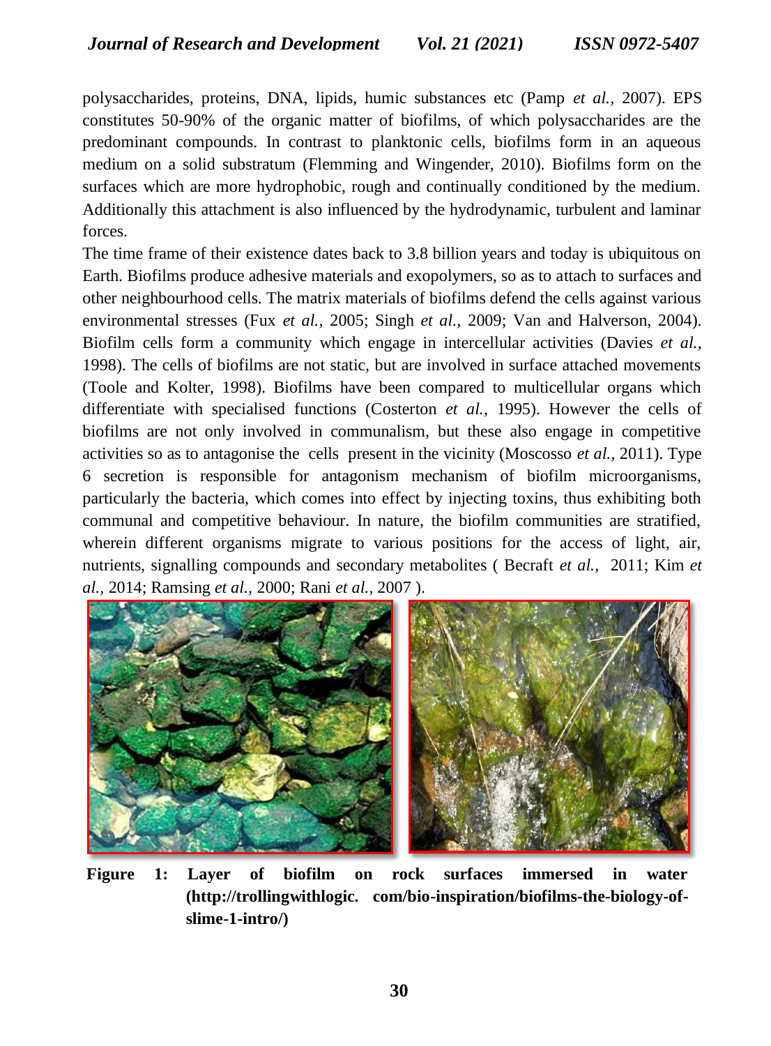polysaccharides, proteins, DNA, lipids, humic substances etc (Pamp *et al.*, 2007). EPS constitutes 50-90% of the organic matter of biofilms, of which polysaccharides are the predominant compounds. In contrast to planktonic cells, biofilms form in an aqueous medium on a solid substratum (Flemming and Wingender, 2010). Biofilms form on the surfaces which are more hydrophobic, rough and continually conditioned by the medium. Additionally this attachment is also influenced by the hydrodynamic, turbulent and laminar forces.

The time frame of their existence dates back to 3.8 billion years and today is ubiquitous on Earth. Biofilms produce adhesive materials and exopolymers, so as to attach to surfaces and other neighbourhood cells. The matrix materials of biofilms defend the cells against various environmental stresses (Fux *et al.*, 2005; Singh *et al.*, 2009; Van and Halverson, 2004). Biofilm cells form a community which engage in intercellular activities (Davies *et al.*, 1998). The cells of biofilms are not static, but are involved in surface attached movements (Toole and Kolter, 1998). Biofilms have been compared to multicellular organs which differentiate with specialised functions (Costerton *et al.*, 1995). However the cells of biofilms are not only involved in communalism, but these also engage in competitive activities so as to antagonise the cells present in the vicinity (Moscosso *et al.*, 2011). Type 6 secretion is responsible for antagonism mechanism of biofilm microorganisms, particularly the bacteria, which comes into effect by injecting toxins, thus exhibiting both communal and competitive behaviour. In nature, the biofilm communities are stratified, wherein different organisms migrate to various positions for the access of light, air, nutrients, signalling compounds and secondary metabolites ( Becraft *et al.*, 2011; Kim *et al.*, 2014; Ramsing *et al.*, 2000; Rani *et al.*, 2007 ).

**Figure 1: Layer of biofilm on rock surfaces immersed in water (http://trollingwithlogic. com/bio-inspiration/biofilms-the-biology-of-slime-1-intro/)**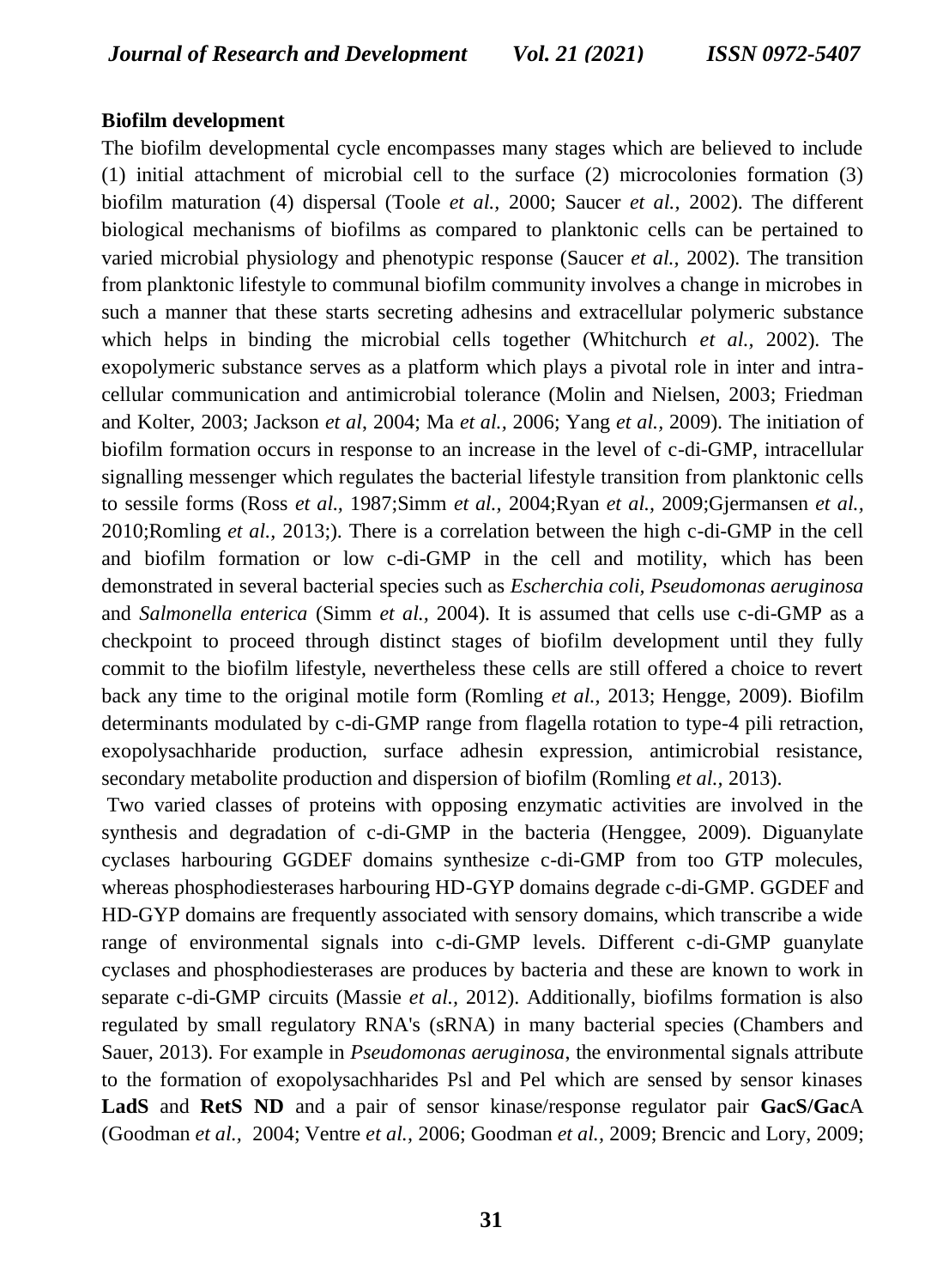**Biofilm development**

The biofilm developmental cycle encompasses many stages which are believed to include (1) initial attachment of microbial cell to the surface (2) microcolonies formation (3) biofilm maturation (4) dispersal (Toole *et al.,* 2000; Saucer *et al.,* 2002). The different biological mechanisms of biofilms as compared to planktonic cells can be pertained to varied microbial physiology and phenotypic response (Saucer *et al.,* 2002). The transition from planktonic lifestyle to communal biofilm community involves a change in microbes in such a manner that these starts secreting adhesins and extracellular polymeric substance which helps in binding the microbial cells together (Whitchurch *et al.,* 2002). The exopolymeric substance serves as a platform which plays a pivotal role in inter and intra-cellular communication and antimicrobial tolerance (Molin and Nielsen, 2003; Friedman and Kolter, 2003; Jackson *et al*, 2004; Ma *et al.,* 2006; Yang *et al.,* 2009). The initiation of biofilm formation occurs in response to an increase in the level of c-di-GMP, intracellular signalling messenger which regulates the bacterial lifestyle transition from planktonic cells to sessile forms (Ross *et al.,* 1987;Simm *et al.,* 2004;Ryan *et al.,* 2009;Gjermansen *et al.,* 2010;Romling *et al.,* 2013;). There is a correlation between the high c-di-GMP in the cell and biofilm formation or low c-di-GMP in the cell and motility, which has been demonstrated in several bacterial species such as *Escherchia coli, Pseudomonas aeruginosa* and *Salmonella enterica* (Simm *et al.,* 2004). It is assumed that cells use c-di-GMP as a checkpoint to proceed through distinct stages of biofilm development until they fully commit to the biofilm lifestyle, nevertheless these cells are still offered a choice to revert back any time to the original motile form (Romling *et al.,* 2013; Hengge, 2009). Biofilm determinants modulated by c-di-GMP range from flagella rotation to type-4 pili retraction, exopolysachharide production, surface adhesin expression, antimicrobial resistance, secondary metabolite production and dispersion of biofilm (Romling *et al.,* 2013).

Two varied classes of proteins with opposing enzymatic activities are involved in the synthesis and degradation of c-di-GMP in the bacteria (Henggee, 2009). Diguanylate cyclases harbouring GGDEF domains synthesize c-di-GMP from too GTP molecules, whereas phosphodiesterases harbouring HD-GYP domains degrade c-di-GMP. GGDEF and HD-GYP domains are frequently associated with sensory domains, which transcribe a wide range of environmental signals into c-di-GMP levels. Different c-di-GMP guanylate cyclases and phosphodiesterases are produces by bacteria and these are known to work in separate c-di-GMP circuits (Massie *et al.,* 2012). Additionally, biofilms formation is also regulated by small regulatory RNA's (sRNA) in many bacterial species (Chambers and Sauer, 2013). For example in *Pseudomonas aeruginosa*, the environmental signals attribute to the formation of exopolysachharides Psl and Pel which are sensed by sensor kinases **LadS** and **RetS ND** and a pair of sensor kinase/response regulator pair **GacS/Gac**A (Goodman *et al.,* 2004; Ventre *et al.,* 2006; Goodman *et al.,* 2009; Brencic and Lory, 2009;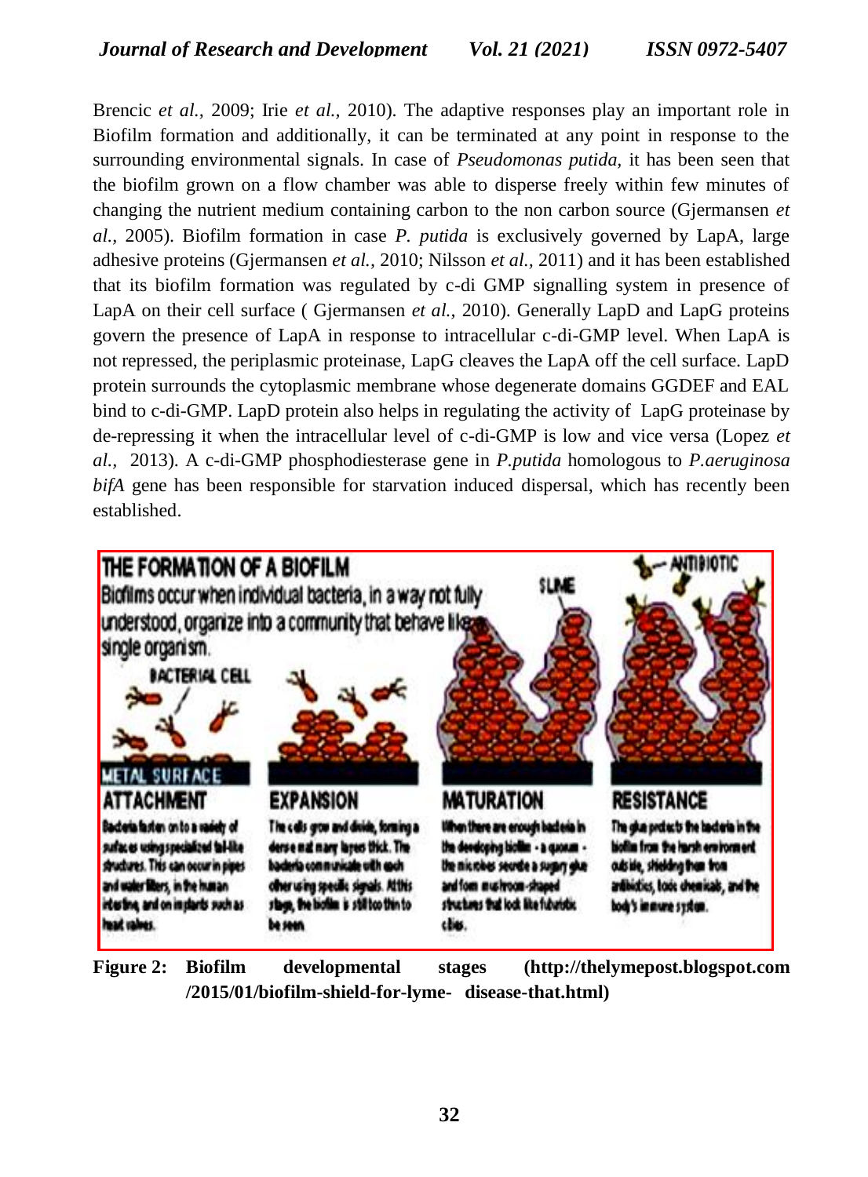Brencic *et al.*, 2009; Irie *et al.*, 2010). The adaptive responses play an important role in Biofilm formation and additionally, it can be terminated at any point in response to the surrounding environmental signals. In case of *Pseudomonas putida,* it has been seen that the biofilm grown on a flow chamber was able to disperse freely within few minutes of changing the nutrient medium containing carbon to the non carbon source (Gjermansen *et al.*, 2005). Biofilm formation in case *P. putida* is exclusively governed by LapA, large adhesive proteins (Gjermansen *et al.*, 2010; Nilsson *et al.*, 2011) and it has been established that its biofilm formation was regulated by c-di GMP signalling system in presence of LapA on their cell surface ( Gjermansen *et al.*, 2010). Generally LapD and LapG proteins govern the presence of LapA in response to intracellular c-di-GMP level. When LapA is not repressed, the periplasmic proteinase, LapG cleaves the LapA off the cell surface. LapD protein surrounds the cytoplasmic membrane whose degenerate domains GGDEF and EAL bind to c-di-GMP. LapD protein also helps in regulating the activity of LapG proteinase by de-repressing it when the intracellular level of c-di-GMP is low and vice versa (Lopez *et al.*, 2013). A c-di-GMP phosphodiesterase gene in *P.putida* homologous to *P.aeruginosa bifA* gene has been responsible for starvation induced dispersal, which has recently been established.

**Figure 2: Biofilm developmental stages (http://thelymepost.blogspot.com/2015/01/biofilm-shield-for-lyme- disease-that.html)**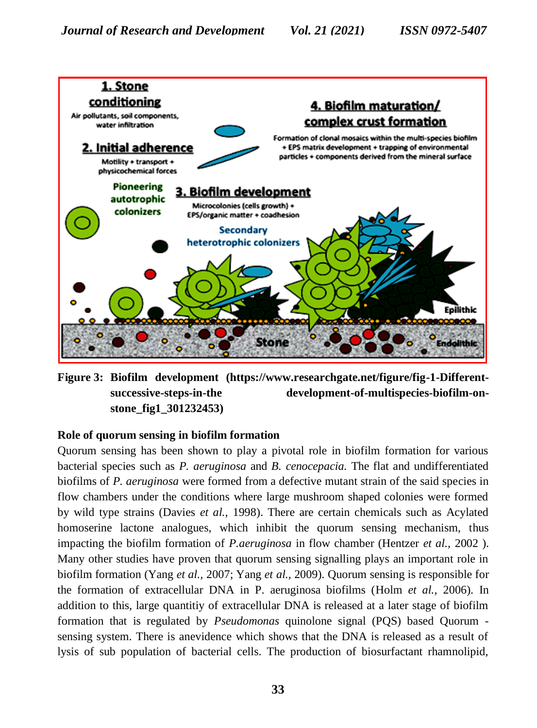**Figure 3: Biofilm development (https://www.researchgate.net/figure/fig-1-Different-successive-steps-in-the development-of-multispecies-biofilm-on-stone_fig1_301232453)**

**Role of quorum sensing in biofilm formation**

Quorum sensing has been shown to play a pivotal role in biofilm formation for various bacterial species such as *P. aeruginosa* and *B. cenocepacia.* The flat and undifferentiated biofilms of *P. aeruginosa* were formed from a defective mutant strain of the said species in flow chambers under the conditions where large mushroom shaped colonies were formed by wild type strains (Davies *et al.,* 1998). There are certain chemicals such as Acylated homoserine lactone analogues, which inhibit the quorum sensing mechanism, thus impacting the biofilm formation of *P.aeruginosa* in flow chamber (Hentzer *et al.,* 2002 ). Many other studies have proven that quorum sensing signalling plays an important role in biofilm formation (Yang *et al.,* 2007; Yang *et al.,* 2009). Quorum sensing is responsible for the formation of extracellular DNA in P. aeruginosa biofilms (Holm *et al.,* 2006). In addition to this, large quantitiy of extracellular DNA is released at a later stage of biofilm formation that is regulated by *Pseudomonas* quinolone signal (PQS) based Quorum -sensing system. There is anevidence which shows that the DNA is released as a result of lysis of sub population of bacterial cells. The production of biosurfactant rhamnolipid,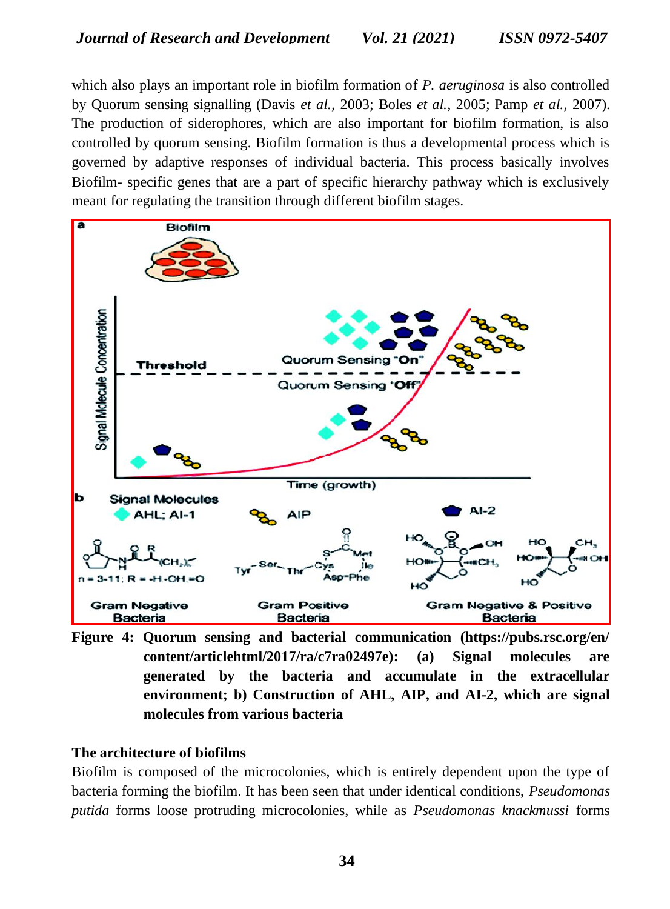which also plays an important role in biofilm formation of *P. aeruginosa* is also controlled by Quorum sensing signalling (Davis *et al.*, 2003; Boles *et al.*, 2005; Pamp *et al.*, 2007). The production of siderophores, which are also important for biofilm formation, is also controlled by quorum sensing. Biofilm formation is thus a developmental process which is governed by adaptive responses of individual bacteria. This process basically involves Biofilm- specific genes that are a part of specific hierarchy pathway which is exclusively meant for regulating the transition through different biofilm stages.

**Figure 4: Quorum sensing and bacterial communication (https://pubs.rsc.org/en/content/articlehtml/2017/ra/c7ra02497e): (a) Signal molecules are generated by the bacteria and accumulate in the extracellular environment; b) Construction of AHL, AIP, and AI-2, which are signal molecules from various bacteria**

**The architecture of biofilms**

Biofilm is composed of the microcolonies, which is entirely dependent upon the type of bacteria forming the biofilm. It has been seen that under identical conditions, *Pseudomonas putida* forms loose protruding microcolonies, while as *Pseudomonas knackmussi* forms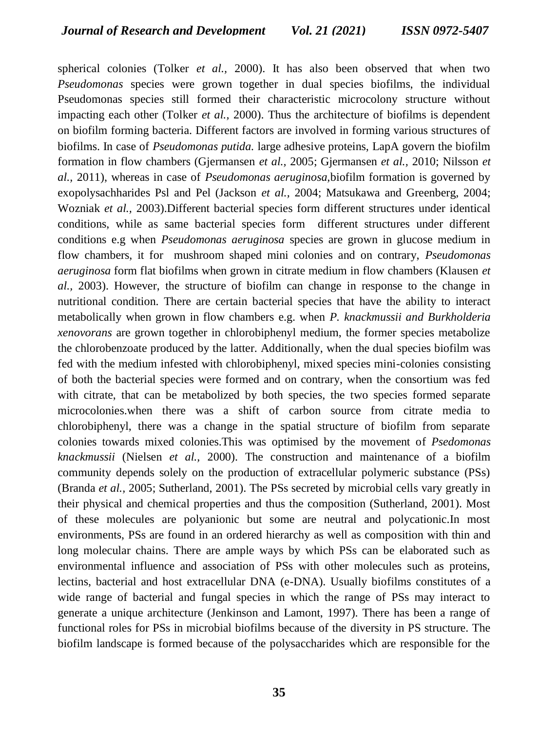spherical colonies (Tolker *et al.,* 2000). It has also been observed that when two *Pseudomonas* species were grown together in dual species biofilms, the individual Pseudomonas species still formed their characteristic microcolony structure without impacting each other (Tolker *et al.*, 2000). Thus the architecture of biofilms is dependent on biofilm forming bacteria. Different factors are involved in forming various structures of biofilms. In case of *Pseudomonas putida.* large adhesive proteins, LapA govern the biofilm formation in flow chambers (Gjermansen *et al.*, 2005; Gjermansen *et al.,* 2010; Nilsson *et al.*, 2011), whereas in case of *Pseudomonas aeruginosa,*biofilm formation is governed by exopolysachharides Psl and Pel (Jackson *et al.*, 2004; Matsukawa and Greenberg, 2004; Wozniak *et al.,* 2003).Different bacterial species form different structures under identical conditions, while as same bacterial species form different structures under different conditions e.g when *Pseudomonas aeruginosa* species are grown in glucose medium in flow chambers, it for mushroom shaped mini colonies and on contrary, *Pseudomonas aeruginosa* form flat biofilms when grown in citrate medium in flow chambers (Klausen *et al.*, 2003). However, the structure of biofilm can change in response to the change in nutritional condition. There are certain bacterial species that have the ability to interact metabolically when grown in flow chambers e.g. when *P. knackmussii and Burkholderia xenovorans* are grown together in chlorobiphenyl medium, the former species metabolize the chlorobenzoate produced by the latter. Additionally, when the dual species biofilm was fed with the medium infested with chlorobiphenyl, mixed species mini-colonies consisting of both the bacterial species were formed and on contrary, when the consortium was fed with citrate, that can be metabolized by both species, the two species formed separate microcolonies.when there was a shift of carbon source from citrate media to chlorobiphenyl, there was a change in the spatial structure of biofilm from separate colonies towards mixed colonies.This was optimised by the movement of *Psedomonas knackmussii* (Nielsen *et al.,* 2000). The construction and maintenance of a biofilm community depends solely on the production of extracellular polymeric substance (PSs) (Branda *et al.,* 2005; Sutherland, 2001). The PSs secreted by microbial cells vary greatly in their physical and chemical properties and thus the composition (Sutherland, 2001). Most of these molecules are polyanionic but some are neutral and polycationic.In most environments, PSs are found in an ordered hierarchy as well as composition with thin and long molecular chains. There are ample ways by which PSs can be elaborated such as environmental influence and association of PSs with other molecules such as proteins, lectins, bacterial and host extracellular DNA (e-DNA). Usually biofilms constitutes of a wide range of bacterial and fungal species in which the range of PSs may interact to generate a unique architecture (Jenkinson and Lamont, 1997). There has been a range of functional roles for PSs in microbial biofilms because of the diversity in PS structure. The biofilm landscape is formed because of the polysaccharides which are responsible for the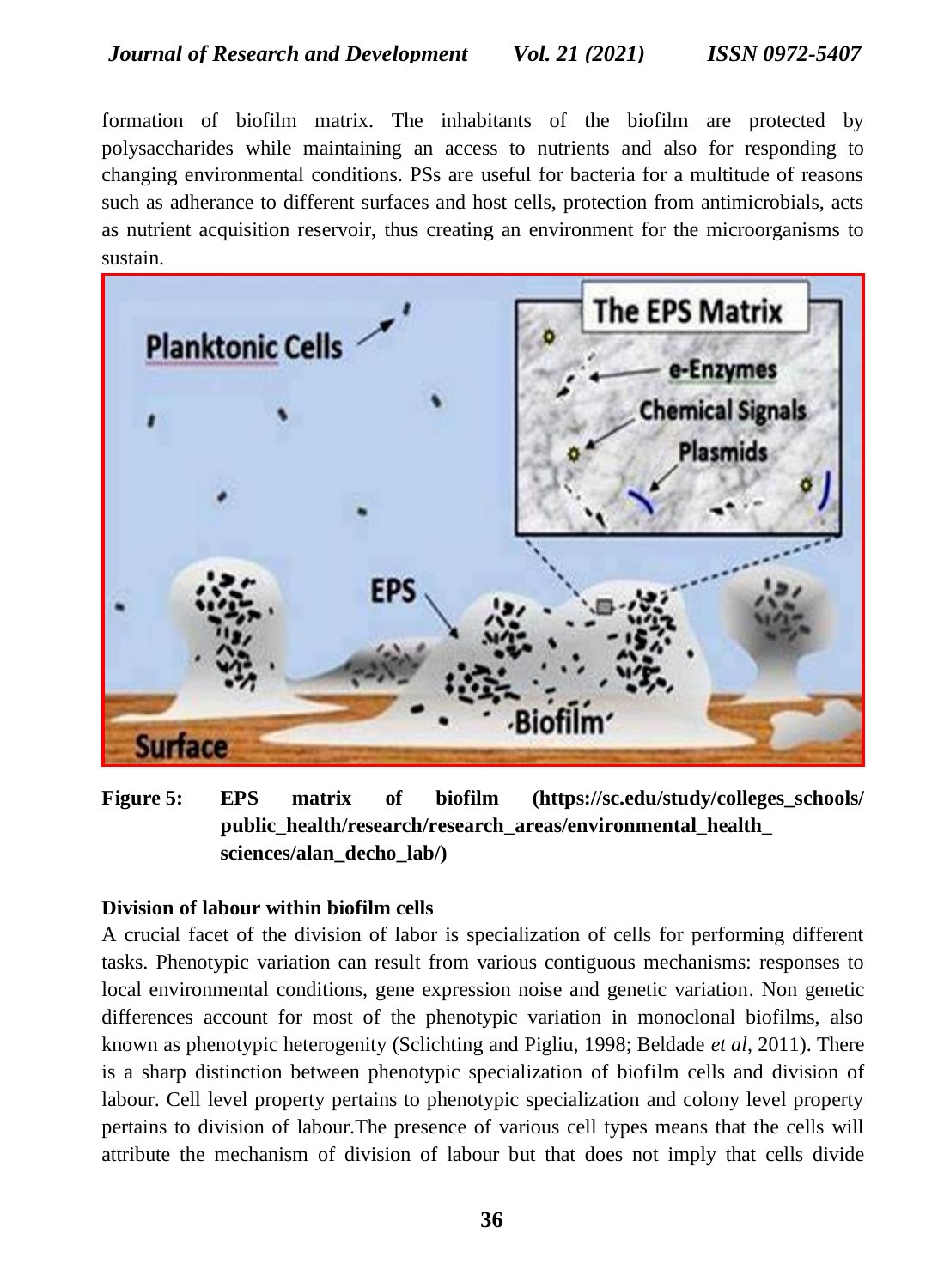formation of biofilm matrix. The inhabitants of the biofilm are protected by polysaccharides while maintaining an access to nutrients and also for responding to changing environmental conditions. PSs are useful for bacteria for a multitude of reasons such as adherance to different surfaces and host cells, protection from antimicrobials, acts as nutrient acquisition reservoir, thus creating an environment for the microorganisms to sustain.

**Figure 5: EPS matrix of biofilm (https://sc.edu/study/colleges_schools/public_health/research/research_areas/environmental_health_sciences/alan_decho_lab/)**

**Division of labour within biofilm cells**

A crucial facet of the division of labor is specialization of cells for performing different tasks. Phenotypic variation can result from various contiguous mechanisms: responses to local environmental conditions, gene expression noise and genetic variation. Non genetic differences account for most of the phenotypic variation in monoclonal biofilms, also known as phenotypic heterogenity (Sclichting and Pigliu, 1998; Beldade *et al*, 2011). There is a sharp distinction between phenotypic specialization of biofilm cells and division of labour. Cell level property pertains to phenotypic specialization and colony level property pertains to division of labour.The presence of various cell types means that the cells will attribute the mechanism of division of labour but that does not imply that cells divide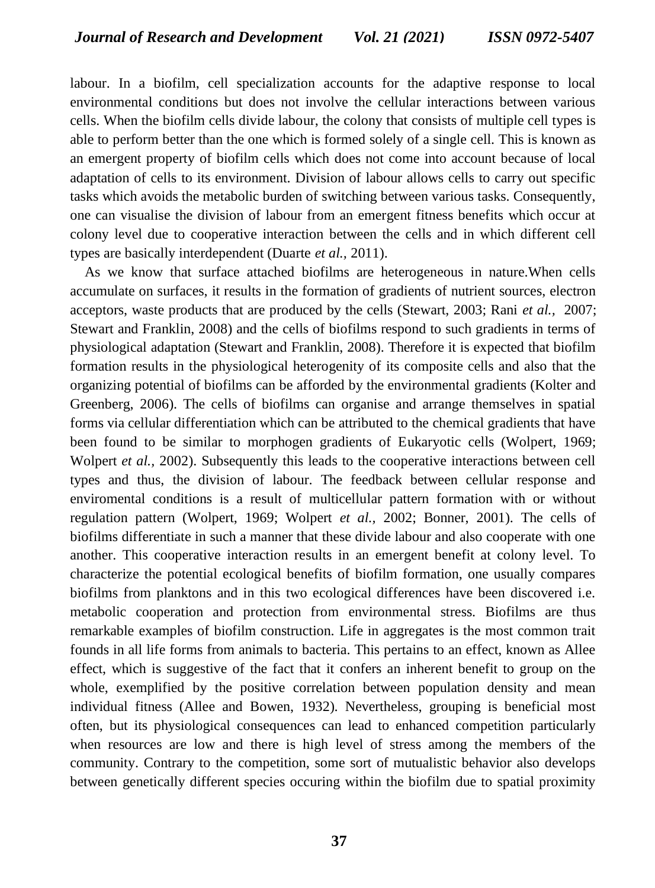labour. In a biofilm, cell specialization accounts for the adaptive response to local environmental conditions but does not involve the cellular interactions between various cells. When the biofilm cells divide labour, the colony that consists of multiple cell types is able to perform better than the one which is formed solely of a single cell. This is known as an emergent property of biofilm cells which does not come into account because of local adaptation of cells to its environment. Division of labour allows cells to carry out specific tasks which avoids the metabolic burden of switching between various tasks. Consequently, one can visualise the division of labour from an emergent fitness benefits which occur at colony level due to cooperative interaction between the cells and in which different cell types are basically interdependent (Duarte *et al.,* 2011).

As we know that surface attached biofilms are heterogeneous in nature.When cells accumulate on surfaces, it results in the formation of gradients of nutrient sources, electron acceptors, waste products that are produced by the cells (Stewart, 2003; Rani *et al.,* 2007; Stewart and Franklin, 2008) and the cells of biofilms respond to such gradients in terms of physiological adaptation (Stewart and Franklin, 2008). Therefore it is expected that biofilm formation results in the physiological heterogenity of its composite cells and also that the organizing potential of biofilms can be afforded by the environmental gradients (Kolter and Greenberg, 2006). The cells of biofilms can organise and arrange themselves in spatial forms via cellular differentiation which can be attributed to the chemical gradients that have been found to be similar to morphogen gradients of Eukaryotic cells (Wolpert, 1969; Wolpert *et al.,* 2002). Subsequently this leads to the cooperative interactions between cell types and thus, the division of labour. The feedback between cellular response and enviromental conditions is a result of multicellular pattern formation with or without regulation pattern (Wolpert, 1969; Wolpert *et al.,* 2002; Bonner, 2001). The cells of biofilms differentiate in such a manner that these divide labour and also cooperate with one another. This cooperative interaction results in an emergent benefit at colony level. To characterize the potential ecological benefits of biofilm formation, one usually compares biofilms from planktons and in this two ecological differences have been discovered i.e. metabolic cooperation and protection from environmental stress. Biofilms are thus remarkable examples of biofilm construction. Life in aggregates is the most common trait founds in all life forms from animals to bacteria. This pertains to an effect, known as Allee effect, which is suggestive of the fact that it confers an inherent benefit to group on the whole, exemplified by the positive correlation between population density and mean individual fitness (Allee and Bowen, 1932). Nevertheless, grouping is beneficial most often, but its physiological consequences can lead to enhanced competition particularly when resources are low and there is high level of stress among the members of the community. Contrary to the competition, some sort of mutualistic behavior also develops between genetically different species occuring within the biofilm due to spatial proximity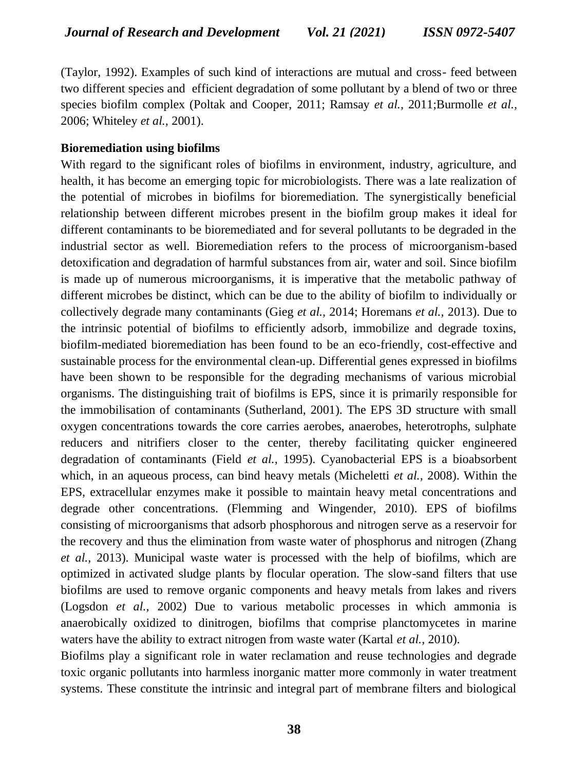(Taylor, 1992). Examples of such kind of interactions are mutual and cross- feed between two different species and efficient degradation of some pollutant by a blend of two or three species biofilm complex (Poltak and Cooper, 2011; Ramsay *et al.*, 2011;Burmolle *et al.,* 2006; Whiteley *et al.,* 2001).

**Bioremediation using biofilms**

With regard to the significant roles of biofilms in environment, industry, agriculture, and health, it has become an emerging topic for microbiologists. There was a late realization of the potential of microbes in biofilms for bioremediation. The synergistically beneficial relationship between different microbes present in the biofilm group makes it ideal for different contaminants to be bioremediated and for several pollutants to be degraded in the industrial sector as well. Bioremediation refers to the process of microorganism-based detoxification and degradation of harmful substances from air, water and soil. Since biofilm is made up of numerous microorganisms, it is imperative that the metabolic pathway of different microbes be distinct, which can be due to the ability of biofilm to individually or collectively degrade many contaminants (Gieg *et al.,* 2014; Horemans *et al.,* 2013). Due to the intrinsic potential of biofilms to efficiently adsorb, immobilize and degrade toxins, biofilm-mediated bioremediation has been found to be an eco-friendly, cost-effective and sustainable process for the environmental clean-up. Differential genes expressed in biofilms have been shown to be responsible for the degrading mechanisms of various microbial organisms. The distinguishing trait of biofilms is EPS, since it is primarily responsible for the immobilisation of contaminants (Sutherland, 2001). The EPS 3D structure with small oxygen concentrations towards the core carries aerobes, anaerobes, heterotrophs, sulphate reducers and nitrifiers closer to the center, thereby facilitating quicker engineered degradation of contaminants (Field *et al.,* 1995). Cyanobacterial EPS is a bioabsorbent which, in an aqueous process, can bind heavy metals (Micheletti *et al.,* 2008). Within the EPS, extracellular enzymes make it possible to maintain heavy metal concentrations and degrade other concentrations. (Flemming and Wingender, 2010). EPS of biofilms consisting of microorganisms that adsorb phosphorous and nitrogen serve as a reservoir for the recovery and thus the elimination from waste water of phosphorus and nitrogen (Zhang *et al.,* 2013). Municipal waste water is processed with the help of biofilms, which are optimized in activated sludge plants by flocular operation. The slow-sand filters that use biofilms are used to remove organic components and heavy metals from lakes and rivers (Logsdon *et al.,* 2002) Due to various metabolic processes in which ammonia is anaerobically oxidized to dinitrogen, biofilms that comprise planctomycetes in marine waters have the ability to extract nitrogen from waste water (Kartal *et al.,* 2010).

Biofilms play a significant role in water reclamation and reuse technologies and degrade toxic organic pollutants into harmless inorganic matter more commonly in water treatment systems. These constitute the intrinsic and integral part of membrane filters and biological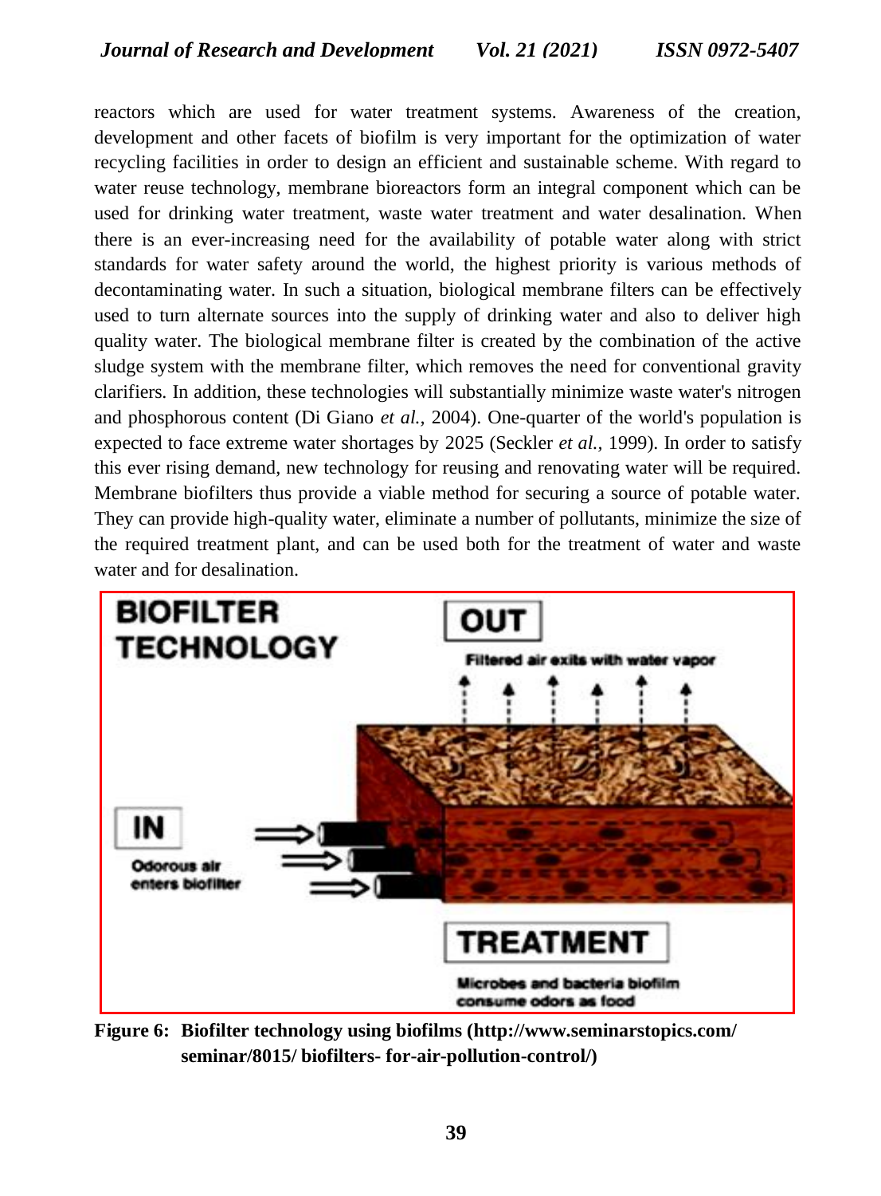reactors which are used for water treatment systems. Awareness of the creation, development and other facets of biofilm is very important for the optimization of water recycling facilities in order to design an efficient and sustainable scheme. With regard to water reuse technology, membrane bioreactors form an integral component which can be used for drinking water treatment, waste water treatment and water desalination. When there is an ever-increasing need for the availability of potable water along with strict standards for water safety around the world, the highest priority is various methods of decontaminating water. In such a situation, biological membrane filters can be effectively used to turn alternate sources into the supply of drinking water and also to deliver high quality water. The biological membrane filter is created by the combination of the active sludge system with the membrane filter, which removes the need for conventional gravity clarifiers. In addition, these technologies will substantially minimize waste water's nitrogen and phosphorous content (Di Giano *et al.,* 2004). One-quarter of the world's population is expected to face extreme water shortages by 2025 (Seckler *et al.,* 1999). In order to satisfy this ever rising demand, new technology for reusing and renovating water will be required. Membrane biofilters thus provide a viable method for securing a source of potable water. They can provide high-quality water, eliminate a number of pollutants, minimize the size of the required treatment plant, and can be used both for the treatment of water and waste water and for desalination.

**Figure 6: Biofilter technology using biofilms (http://www.seminarstopics.com/ seminar/8015/ biofilters- for-air-pollution-control/)**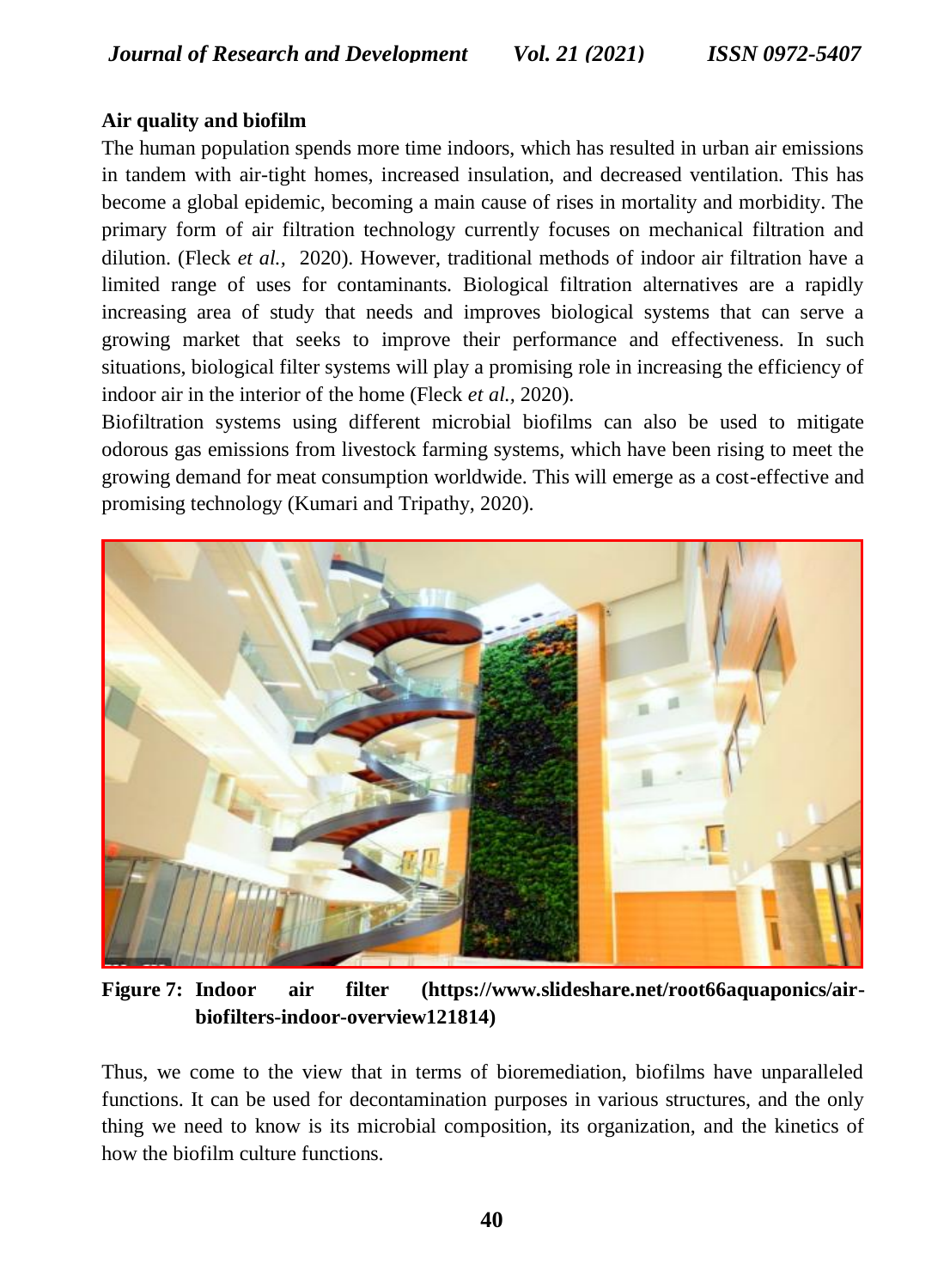**Air quality and biofilm**

The human population spends more time indoors, which has resulted in urban air emissions in tandem with air-tight homes, increased insulation, and decreased ventilation. This has become a global epidemic, becoming a main cause of rises in mortality and morbidity. The primary form of air filtration technology currently focuses on mechanical filtration and dilution. (Fleck *et al.,* 2020). However, traditional methods of indoor air filtration have a limited range of uses for contaminants. Biological filtration alternatives are a rapidly increasing area of study that needs and improves biological systems that can serve a growing market that seeks to improve their performance and effectiveness. In such situations, biological filter systems will play a promising role in increasing the efficiency of indoor air in the interior of the home (Fleck *et al.,* 2020).

Biofiltration systems using different microbial biofilms can also be used to mitigate odorous gas emissions from livestock farming systems, which have been rising to meet the growing demand for meat consumption worldwide. This will emerge as a cost-effective and promising technology (Kumari and Tripathy, 2020).

**Figure 7: Indoor air filter (https://www.slideshare.net/root66aquaponics/air-biofilters-indoor-overview121814)**

Thus, we come to the view that in terms of bioremediation, biofilms have unparalleled functions. It can be used for decontamination purposes in various structures, and the only thing we need to know is its microbial composition, its organization, and the kinetics of how the biofilm culture functions.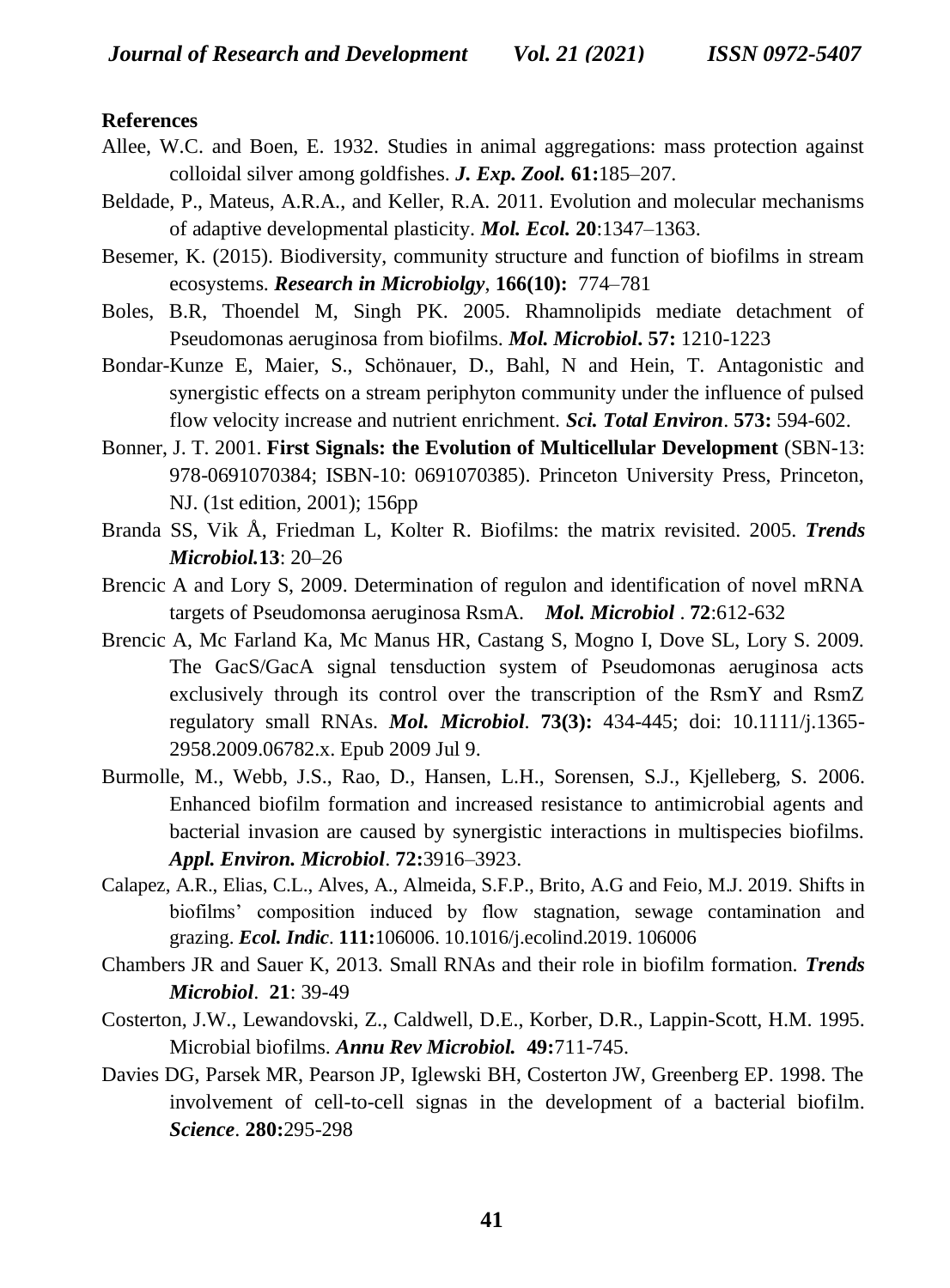**References**

Allee, W.C. and Boen, E. 1932. Studies in animal aggregations: mass protection against colloidal silver among goldfishes. ***J. Exp. Zool.*** **61:**185–207.

Beldade, P., Mateus, A.R.A., and Keller, R.A. 2011. Evolution and molecular mechanisms of adaptive developmental plasticity. ***Mol. Ecol.*** **20**:1347–1363.

Besemer, K. (2015). Biodiversity, community structure and function of biofilms in stream ecosystems. ***Research in Microbiolgy***, **166(10):** 774–781

Boles, B.R, Thoendel M, Singh PK. 2005. Rhamnolipids mediate detachment of Pseudomonas aeruginosa from biofilms. ***Mol. Microbiol*****. 57:** 1210-1223

Bondar-Kunze E, Maier, S., Schönauer, D., Bahl, N and Hein, T. Antagonistic and synergistic effects on a stream periphyton community under the influence of pulsed flow velocity increase and nutrient enrichment. ***Sci. Total Environ***. **573:** 594-602.

Bonner, J. T. 2001. **First Signals: the Evolution of Multicellular Development** (SBN-13: 978-0691070384; ISBN-10: 0691070385). Princeton University Press, Princeton, NJ. (1st edition, 2001); 156pp

Branda SS, Vik Å, Friedman L, Kolter R. Biofilms: the matrix revisited. 2005. ***Trends Microbiol.*****13**: 20–26

Brencic A and Lory S, 2009. Determination of regulon and identification of novel mRNA targets of Pseudomonsa aeruginosa RsmA. ***Mol. Microbiol*** . **72**:612-632

Brencic A, Mc Farland Ka, Mc Manus HR, Castang S, Mogno I, Dove SL, Lory S. 2009. The GacS/GacA signal tensduction system of Pseudomonas aeruginosa acts exclusively through its control over the transcription of the RsmY and RsmZ regulatory small RNAs. ***Mol. Microbiol***. **73(3):** 434-445; doi: 10.1111/j.1365-2958.2009.06782.x. Epub 2009 Jul 9.

Burmolle, M., Webb, J.S., Rao, D., Hansen, L.H., Sorensen, S.J., Kjelleberg, S. 2006. Enhanced biofilm formation and increased resistance to antimicrobial agents and bacterial invasion are caused by synergistic interactions in multispecies biofilms. ***Appl. Environ. Microbiol***. **72:**3916–3923.

Calapez, A.R., Elias, C.L., Alves, A., Almeida, S.F.P., Brito, A.G and Feio, M.J. 2019. Shifts in biofilms' composition induced by flow stagnation, sewage contamination and grazing. ***Ecol. Indic***. **111:**106006. 10.1016/j.ecolind.2019. 106006

Chambers JR and Sauer K, 2013. Small RNAs and their role in biofilm formation. ***Trends Microbiol***. **21**: 39-49

Costerton, J.W., Lewandovski, Z., Caldwell, D.E., Korber, D.R., Lappin-Scott, H.M. 1995. Microbial biofilms. ***Annu Rev Microbiol.*** **49:**711-745.

Davies DG, Parsek MR, Pearson JP, Iglewski BH, Costerton JW, Greenberg EP. 1998. The involvement of cell-to-cell signas in the development of a bacterial biofilm. ***Science***. **280:**295-298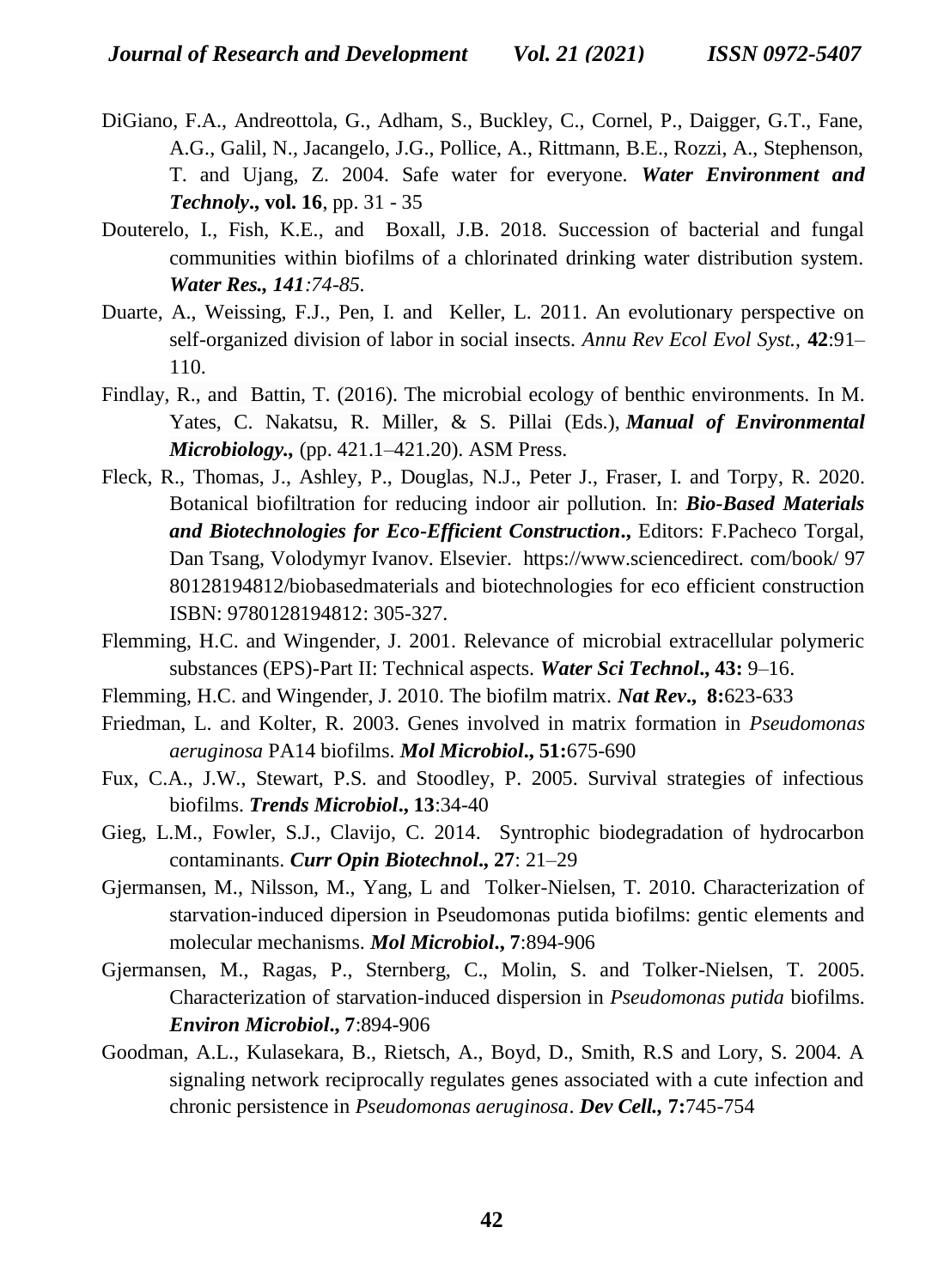DiGiano, F.A., Andreottola, G., Adham, S., Buckley, C., Cornel, P., Daigger, G.T., Fane, A.G., Galil, N., Jacangelo, J.G., Pollice, A., Rittmann, B.E., Rozzi, A., Stephenson, T. and Ujang, Z. 2004. Safe water for everyone. ***Water Environment and Technoly*., vol. 16**, pp. 31 - 35

Douterelo, I., Fish, K.E., and Boxall, J.B. 2018. Succession of bacterial and fungal communities within biofilms of a chlorinated drinking water distribution system. ***Water Res., 141****:74-85.*

Duarte, A., Weissing, F.J., Pen, I. and Keller, L. 2011. An evolutionary perspective on self-organized division of labor in social insects. *Annu Rev Ecol Evol Syst.,* **42**:91–110.

Findlay, R., and Battin, T. (2016). The microbial ecology of benthic environments. In M. Yates, C. Nakatsu, R. Miller, & S. Pillai (Eds.), ***Manual of Environmental Microbiology*.,** (pp. 421.1–421.20). ASM Press.

Fleck, R., Thomas, J., Ashley, P., Douglas, N.J., Peter J., Fraser, I. and Torpy, R. 2020. Botanical biofiltration for reducing indoor air pollution. In: ***Bio-Based Materials and Biotechnologies for Eco-Efficient Construction*.,** Editors: F.Pacheco Torgal, Dan Tsang, Volodymyr Ivanov. Elsevier. https://www.sciencedirect. com/book/ 9780128194812/biobasedmaterials and biotechnologies for eco efficient construction ISBN: 9780128194812: 305-327.

Flemming, H.C. and Wingender, J. 2001. Relevance of microbial extracellular polymeric substances (EPS)-Part II: Technical aspects. ***Water Sci Technol*., 43:** 9–16.

Flemming, H.C. and Wingender, J. 2010. The biofilm matrix. ***Nat Rev*., 8:**623-633

Friedman, L. and Kolter, R. 2003. Genes involved in matrix formation in *Pseudomonas aeruginosa* PA14 biofilms. ***Mol Microbiol*., 51:**675-690

Fux, C.A., J.W., Stewart, P.S. and Stoodley, P. 2005. Survival strategies of infectious biofilms. ***Trends Microbiol*., 13**:34-40

Gieg, L.M., Fowler, S.J., Clavijo, C. 2014. Syntrophic biodegradation of hydrocarbon contaminants. ***Curr Opin Biotechnol*., 27**: 21–29

Gjermansen, M., Nilsson, M., Yang, L and Tolker-Nielsen, T. 2010. Characterization of starvation-induced dipersion in Pseudomonas putida biofilms: gentic elements and molecular mechanisms. ***Mol Microbiol*., 7**:894-906

Gjermansen, M., Ragas, P., Sternberg, C., Molin, S. and Tolker-Nielsen, T. 2005. Characterization of starvation-induced dispersion in *Pseudomonas putida* biofilms. ***Environ Microbiol*., 7**:894-906

Goodman, A.L., Kulasekara, B., Rietsch, A., Boyd, D., Smith, R.S and Lory, S. 2004. A signaling network reciprocally regulates genes associated with a cute infection and chronic persistence in *Pseudomonas aeruginosa*. ***Dev Cell.,* 7:**745-754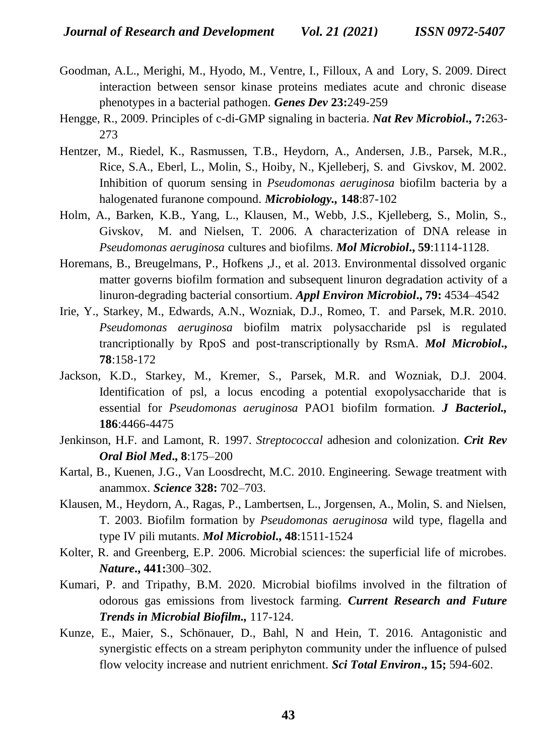Goodman, A.L., Merighi, M., Hyodo, M., Ventre, I., Filloux, A and Lory, S. 2009. Direct interaction between sensor kinase proteins mediates acute and chronic disease phenotypes in a bacterial pathogen. ***Genes Dev*** **23:**249-259

Hengge, R., 2009. Principles of c-di-GMP signaling in bacteria. ***Nat Rev Microbiol*., 7:**263-273

Hentzer, M., Riedel, K., Rasmussen, T.B., Heydorn, A., Andersen, J.B., Parsek, M.R., Rice, S.A., Eberl, L., Molin, S., Hoiby, N., Kjelleberj, S. and Givskov, M. 2002. Inhibition of quorum sensing in *Pseudomonas aeruginosa* biofilm bacteria by a halogenated furanone compound. ***Microbiology.,*** **148**:87-102

Holm, A., Barken, K.B., Yang, L., Klausen, M., Webb, J.S., Kjelleberg, S., Molin, S., Givskov, M. and Nielsen, T. 2006. A characterization of DNA release in *Pseudomonas aeruginosa* cultures and biofilms. ***Mol Microbiol*., 59**:1114-1128.

Horemans, B., Breugelmans, P., Hofkens ,J., et al. 2013. Environmental dissolved organic matter governs biofilm formation and subsequent linuron degradation activity of a linuron-degrading bacterial consortium. ***Appl Environ Microbiol*., 79:** 4534–4542

Irie, Y., Starkey, M., Edwards, A.N., Wozniak, D.J., Romeo, T. and Parsek, M.R. 2010. *Pseudomonas aeruginosa* biofilm matrix polysaccharide psl is regulated trancriptionally by RpoS and post-transcriptionally by RsmA. ***Mol Microbiol*., 78**:158-172

Jackson, K.D., Starkey, M., Kremer, S., Parsek, M.R. and Wozniak, D.J. 2004. Identification of psl, a locus encoding a potential exopolysaccharide that is essential for *Pseudomonas aeruginosa* PAO1 biofilm formation. ***J Bacteriol*., 186**:4466-4475

Jenkinson, H.F. and Lamont, R. 1997. *Streptococcal* adhesion and colonization. ***Crit Rev Oral Biol Med*., 8**:175–200

Kartal, B., Kuenen, J.G., Van Loosdrecht, M.C. 2010. Engineering. Sewage treatment with anammox. ***Science*** **328:** 702–703.

Klausen, M., Heydorn, A., Ragas, P., Lambertsen, L., Jorgensen, A., Molin, S. and Nielsen, T. 2003. Biofilm formation by *Pseudomonas aeruginosa* wild type, flagella and type IV pili mutants. ***Mol Microbiol*., 48**:1511-1524

Kolter, R. and Greenberg, E.P. 2006. Microbial sciences: the superficial life of microbes. ***Nature*., 441:**300–302.

Kumari, P. and Tripathy, B.M. 2020. Microbial biofilms involved in the filtration of odorous gas emissions from livestock farming. ***Current Research and Future Trends in Microbial Biofilm.,*** 117-124.

Kunze, E., Maier, S., Schönauer, D., Bahl, N and Hein, T. 2016. Antagonistic and synergistic effects on a stream periphyton community under the influence of pulsed flow velocity increase and nutrient enrichment. ***Sci Total Environ*., 15;** 594-602.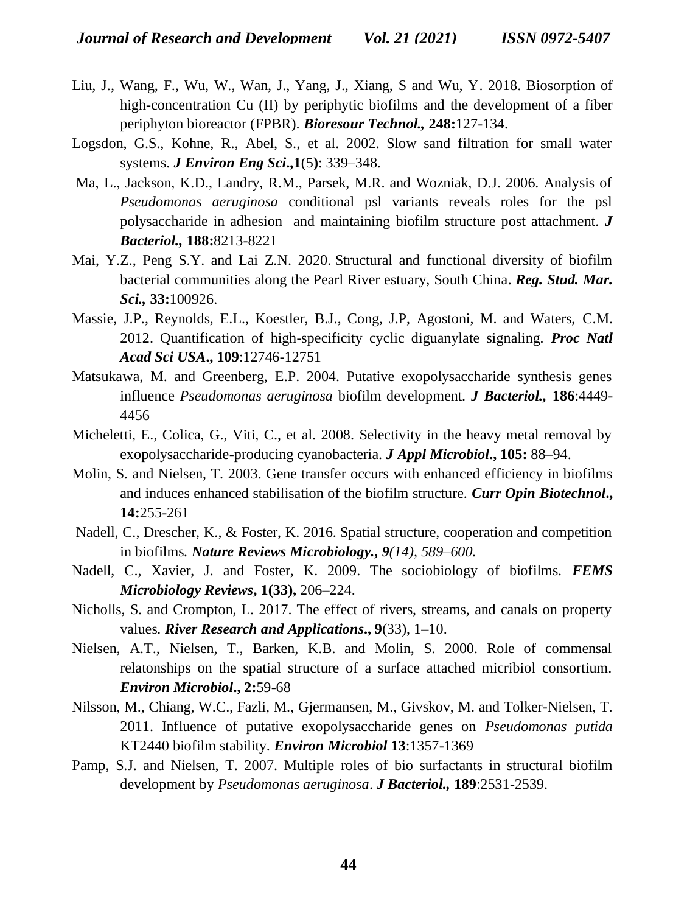Liu, J., Wang, F., Wu, W., Wan, J., Yang, J., Xiang, S and Wu, Y. 2018. Biosorption of high-concentration Cu (II) by periphytic biofilms and the development of a fiber periphyton bioreactor (FPBR). ***Bioresour Technol.,*** **248:**127-134.

Logsdon, G.S., Kohne, R., Abel, S., et al. 2002. Slow sand filtration for small water systems. ***J Environ Eng Sci*.,1**(5**)**: 339–348.

Ma, L., Jackson, K.D., Landry, R.M., Parsek, M.R. and Wozniak, D.J. 2006. Analysis of *Pseudomonas aeruginosa* conditional psl variants reveals roles for the psl polysaccharide in adhesion and maintaining biofilm structure post attachment. ***J Bacteriol.,*** **188:**8213-8221

Mai, Y.Z., Peng S.Y. and Lai Z.N. 2020. Structural and functional diversity of biofilm bacterial communities along the Pearl River estuary, South China. ***Reg. Stud. Mar. Sci.,*** **33:**100926.

Massie, J.P., Reynolds, E.L., Koestler, B.J., Cong, J.P, Agostoni, M. and Waters, C.M. 2012. Quantification of high-specificity cyclic diguanylate signaling. ***Proc Natl Acad Sci USA*., 109**:12746-12751

Matsukawa, M. and Greenberg, E.P. 2004. Putative exopolysaccharide synthesis genes influence *Pseudomonas aeruginosa* biofilm development. ***J Bacteriol.,*** **186**:4449-4456

Micheletti, E., Colica, G., Viti, C., et al. 2008. Selectivity in the heavy metal removal by exopolysaccharide-producing cyanobacteria. ***J Appl Microbiol*., 105:** 88–94.

Molin, S. and Nielsen, T. 2003. Gene transfer occurs with enhanced efficiency in biofilms and induces enhanced stabilisation of the biofilm structure. ***Curr Opin Biotechnol*., 14:**255-261

Nadell, C., Drescher, K., & Foster, K. 2016. Spatial structure, cooperation and competition in biofilms. ***Nature Reviews Microbiology., 9****(14), 589–600.*

Nadell, C., Xavier, J. and Foster, K. 2009. The sociobiology of biofilms. ***FEMS Microbiology Reviews*, 1(33),** 206–224.

Nicholls, S. and Crompton, L. 2017. The effect of rivers, streams, and canals on property values. ***River Research and Applications*., 9**(33), 1–10.

Nielsen, A.T., Nielsen, T., Barken, K.B. and Molin, S. 2000. Role of commensal relatonships on the spatial structure of a surface attached micribiol consortium. ***Environ Microbiol*., 2:**59-68

Nilsson, M., Chiang, W.C., Fazli, M., Gjermansen, M., Givskov, M. and Tolker-Nielsen, T. 2011. Influence of putative exopolysaccharide genes on *Pseudomonas putida* KT2440 biofilm stability. ***Environ Microbiol*** **13**:1357-1369

Pamp, S.J. and Nielsen, T. 2007. Multiple roles of bio surfactants in structural biofilm development by *Pseudomonas aeruginosa*. ***J Bacteriol.,*** **189**:2531-2539.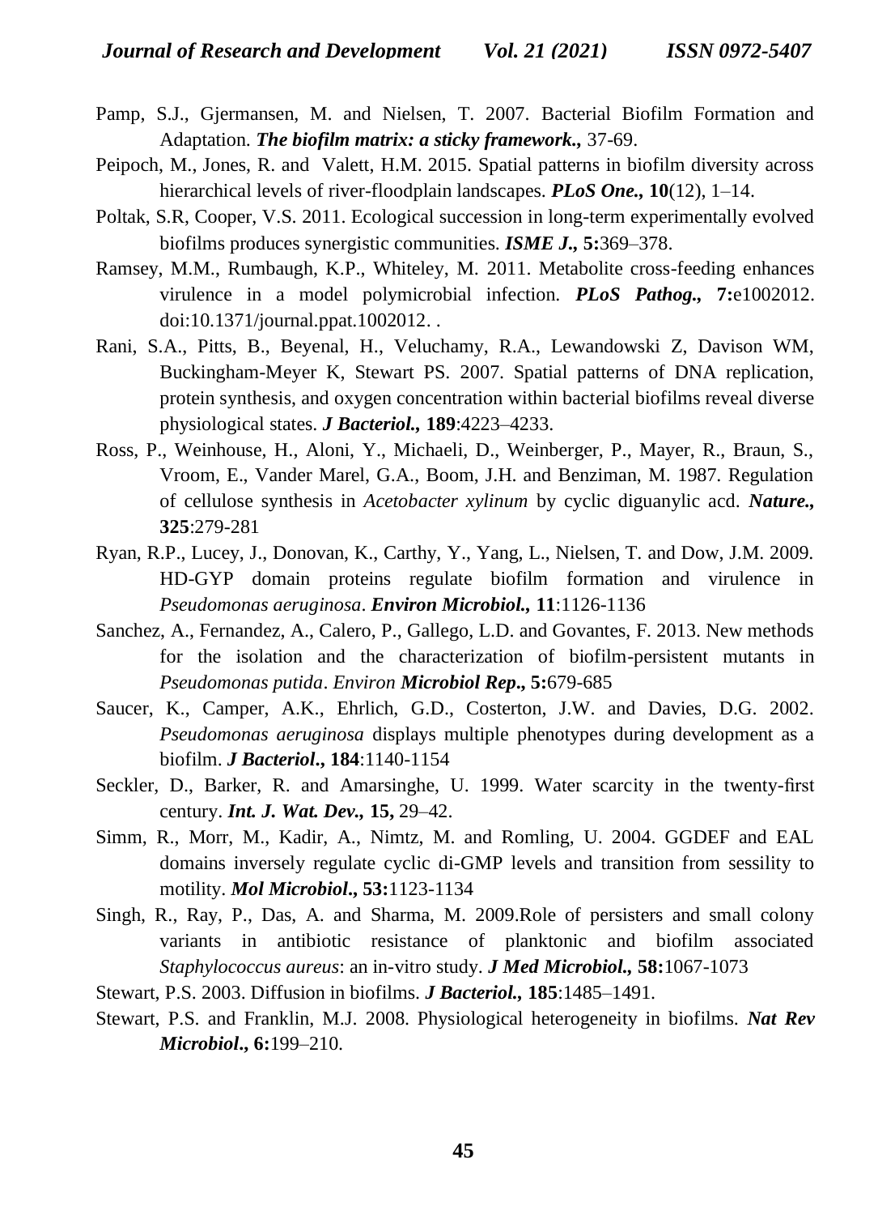Pamp, S.J., Gjermansen, M. and Nielsen, T. 2007. Bacterial Biofilm Formation and Adaptation. ***The biofilm matrix: a sticky framework.,*** 37-69.

Peipoch, M., Jones, R. and Valett, H.M. 2015. Spatial patterns in biofilm diversity across hierarchical levels of river-floodplain landscapes. ***PLoS One.,*** **10**(12), 1–14.

Poltak, S.R, Cooper, V.S. 2011. Ecological succession in long-term experimentally evolved biofilms produces synergistic communities. ***ISME J.,*** **5:**369–378.

Ramsey, M.M., Rumbaugh, K.P., Whiteley, M. 2011. Metabolite cross-feeding enhances virulence in a model polymicrobial infection. ***PLoS Pathog.,*** **7:**e1002012. doi:10.1371/journal.ppat.1002012. .

Rani, S.A., Pitts, B., Beyenal, H., Veluchamy, R.A., Lewandowski Z, Davison WM, Buckingham-Meyer K, Stewart PS. 2007. Spatial patterns of DNA replication, protein synthesis, and oxygen concentration within bacterial biofilms reveal diverse physiological states. ***J Bacteriol.,*** **189**:4223–4233.

Ross, P., Weinhouse, H., Aloni, Y., Michaeli, D., Weinberger, P., Mayer, R., Braun, S., Vroom, E., Vander Marel, G.A., Boom, J.H. and Benziman, M. 1987. Regulation of cellulose synthesis in *Acetobacter xylinum* by cyclic diguanylic acd. ***Nature.,*** **325**:279-281

Ryan, R.P., Lucey, J., Donovan, K., Carthy, Y., Yang, L., Nielsen, T. and Dow, J.M. 2009. HD-GYP domain proteins regulate biofilm formation and virulence in *Pseudomonas aeruginosa*. ***Environ Microbiol.,*** **11**:1126-1136

Sanchez, A., Fernandez, A., Calero, P., Gallego, L.D. and Govantes, F. 2013. New methods for the isolation and the characterization of biofilm-persistent mutants in *Pseudomonas putida*. *Environ* ***Microbiol Rep.,*** **5:**679-685

Saucer, K., Camper, A.K., Ehrlich, G.D., Costerton, J.W. and Davies, D.G. 2002. *Pseudomonas aeruginosa* displays multiple phenotypes during development as a biofilm. ***J Bacteriol.,*** **184**:1140-1154

Seckler, D., Barker, R. and Amarsinghe, U. 1999. Water scarcity in the twenty-first century. ***Int. J. Wat. Dev.,*** **15,** 29–42.

Simm, R., Morr, M., Kadir, A., Nimtz, M. and Romling, U. 2004. GGDEF and EAL domains inversely regulate cyclic di-GMP levels and transition from sessility to motility. ***Mol Microbiol.,*** **53:**1123-1134

Singh, R., Ray, P., Das, A. and Sharma, M. 2009.Role of persisters and small colony variants in antibiotic resistance of planktonic and biofilm associated *Staphylococcus aureus*: an in-vitro study. ***J Med Microbiol.,*** **58:**1067-1073

Stewart, P.S. 2003. Diffusion in biofilms. ***J Bacteriol.,*** **185**:1485–1491.

Stewart, P.S. and Franklin, M.J. 2008. Physiological heterogeneity in biofilms. ***Nat Rev Microbiol.,*** **6:**199–210.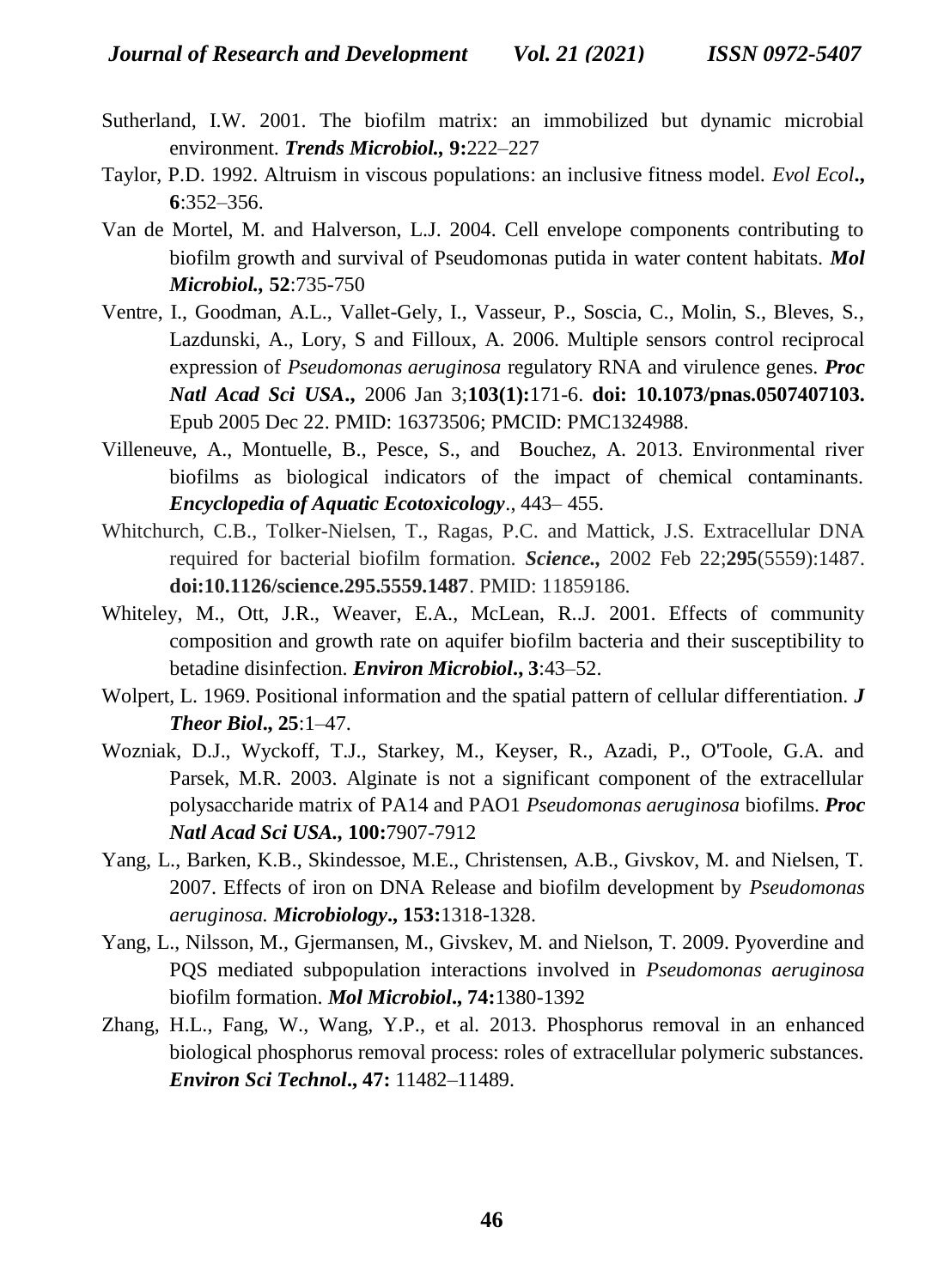Sutherland, I.W. 2001. The biofilm matrix: an immobilized but dynamic microbial environment. ***Trends Microbiol.,*** **9:**222–227

Taylor, P.D. 1992. Altruism in viscous populations: an inclusive fitness model. *Evol Ecol***.,** **6**:352–356.

Van de Mortel, M. and Halverson, L.J. 2004. Cell envelope components contributing to biofilm growth and survival of Pseudomonas putida in water content habitats. ***Mol Microbiol.,*** **52**:735-750

Ventre, I., Goodman, A.L., Vallet-Gely, I., Vasseur, P., Soscia, C., Molin, S., Bleves, S., Lazdunski, A., Lory, S and Filloux, A. 2006. Multiple sensors control reciprocal expression of *Pseudomonas aeruginosa* regulatory RNA and virulence genes. ***Proc Natl Acad Sci USA*.,** 2006 Jan 3;**103(1):**171-6. **doi: 10.1073/pnas.0507407103.** Epub 2005 Dec 22. PMID: 16373506; PMCID: PMC1324988.

Villeneuve, A., Montuelle, B., Pesce, S., and Bouchez, A. 2013. Environmental river biofilms as biological indicators of the impact of chemical contaminants. ***Encyclopedia of Aquatic Ecotoxicology***., 443– 455.

Whitchurch, C.B., Tolker-Nielsen, T., Ragas, P.C. and Mattick, J.S. Extracellular DNA required for bacterial biofilm formation. ***Science.,*** 2002 Feb 22;**295**(5559):1487. **doi:10.1126/science.295.5559.1487**. PMID: 11859186.

Whiteley, M., Ott, J.R., Weaver, E.A., McLean, R..J. 2001. Effects of community composition and growth rate on aquifer biofilm bacteria and their susceptibility to betadine disinfection. ***Environ Microbiol*.,** **3**:43–52.

Wolpert, L. 1969. Positional information and the spatial pattern of cellular differentiation. ***J Theor Biol*.,** **25**:1–47.

Wozniak, D.J., Wyckoff, T.J., Starkey, M., Keyser, R., Azadi, P., O'Toole, G.A. and Parsek, M.R. 2003. Alginate is not a significant component of the extracellular polysaccharide matrix of PA14 and PAO1 *Pseudomonas aeruginosa* biofilms. ***Proc Natl Acad Sci USA.,*** **100:**7907-7912

Yang, L., Barken, K.B., Skindessoe, M.E., Christensen, A.B., Givskov, M. and Nielsen, T. 2007. Effects of iron on DNA Release and biofilm development by *Pseudomonas aeruginosa.* ***Microbiology*.,** **153:**1318-1328.

Yang, L., Nilsson, M., Gjermansen, M., Givskev, M. and Nielson, T. 2009. Pyoverdine and PQS mediated subpopulation interactions involved in *Pseudomonas aeruginosa* biofilm formation. ***Mol Microbiol*.,** **74:**1380-1392

Zhang, H.L., Fang, W., Wang, Y.P., et al. 2013. Phosphorus removal in an enhanced biological phosphorus removal process: roles of extracellular polymeric substances. ***Environ Sci Technol*.,** **47:** 11482–11489.